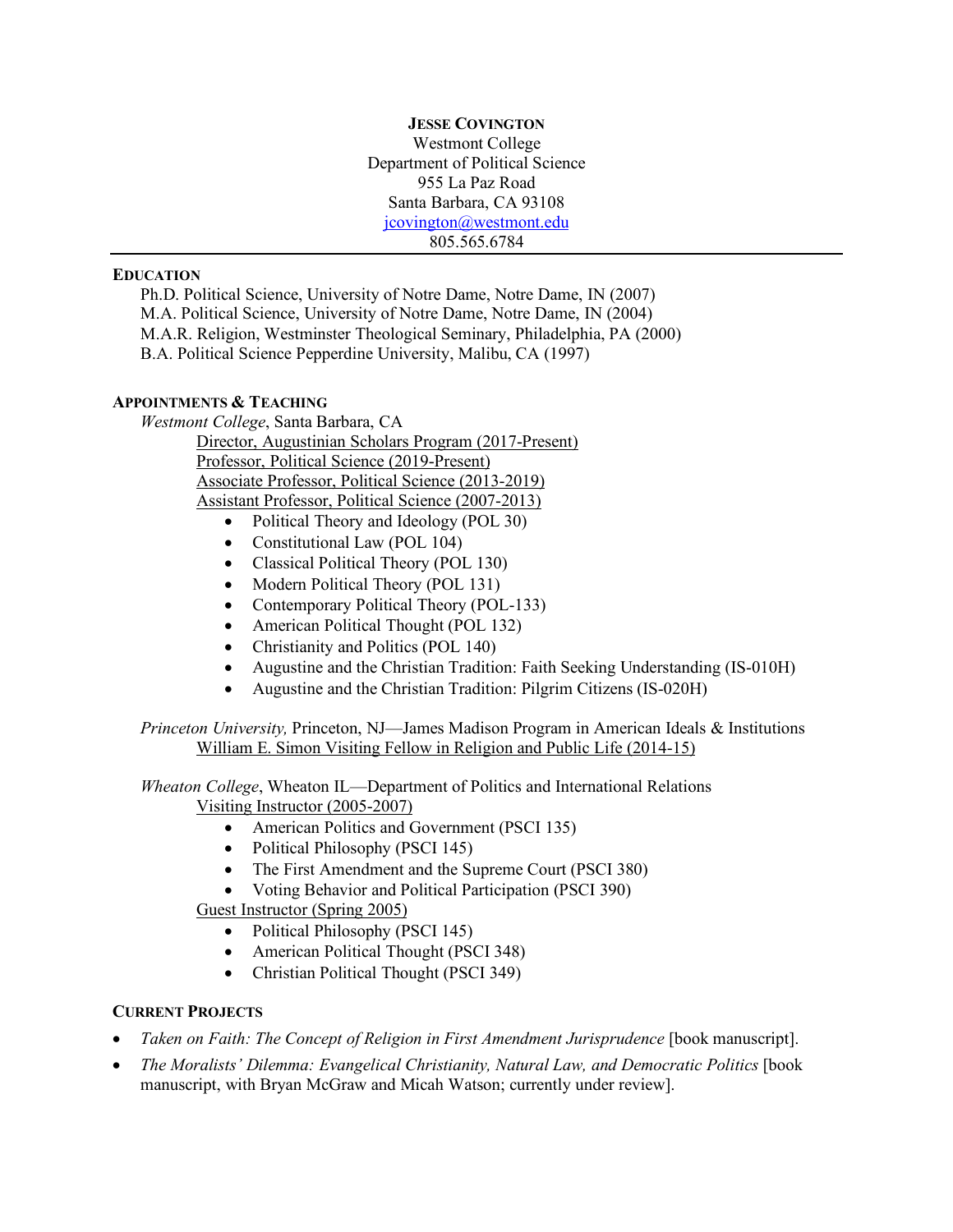**JESSE COVINGTON**
Westmont College
Department of Political Science
955 La Paz Road
Santa Barbara, CA 93108
jcovington@westmont.edu
805.565.6784

---

## EDUCATION

Ph.D. Political Science, University of Notre Dame, Notre Dame, IN (2007)
M.A. Political Science, University of Notre Dame, Notre Dame, IN (2004)
M.A.R. Religion, Westminster Theological Seminary, Philadelphia, PA (2000)
B.A. Political Science Pepperdine University, Malibu, CA (1997)

## APPOINTMENTS & TEACHING

*Westmont College*, Santa Barbara, CA

Director, Augustinian Scholars Program (2017-Present)
Professor, Political Science (2019-Present)
Associate Professor, Political Science (2013-2019)
Assistant Professor, Political Science (2007-2013)

- Political Theory and Ideology (POL 30)
- Constitutional Law (POL 104)
- Classical Political Theory (POL 130)
- Modern Political Theory (POL 131)
- Contemporary Political Theory (POL-133)
- American Political Thought (POL 132)
- Christianity and Politics (POL 140)
- Augustine and the Christian Tradition: Faith Seeking Understanding (IS-010H)
- Augustine and the Christian Tradition: Pilgrim Citizens (IS-020H)

*Princeton University,* Princeton, NJ—James Madison Program in American Ideals & Institutions

William E. Simon Visiting Fellow in Religion and Public Life (2014-15)

*Wheaton College*, Wheaton IL—Department of Politics and International Relations

Visiting Instructor (2005-2007)

- American Politics and Government (PSCI 135)
- Political Philosophy (PSCI 145)
- The First Amendment and the Supreme Court (PSCI 380)
- Voting Behavior and Political Participation (PSCI 390)

Guest Instructor (Spring 2005)

- Political Philosophy (PSCI 145)
- American Political Thought (PSCI 348)
- Christian Political Thought (PSCI 349)

## CURRENT PROJECTS

- *Taken on Faith: The Concept of Religion in First Amendment Jurisprudence* [book manuscript].
- *The Moralists' Dilemma: Evangelical Christianity, Natural Law, and Democratic Politics* [book manuscript, with Bryan McGraw and Micah Watson; currently under review].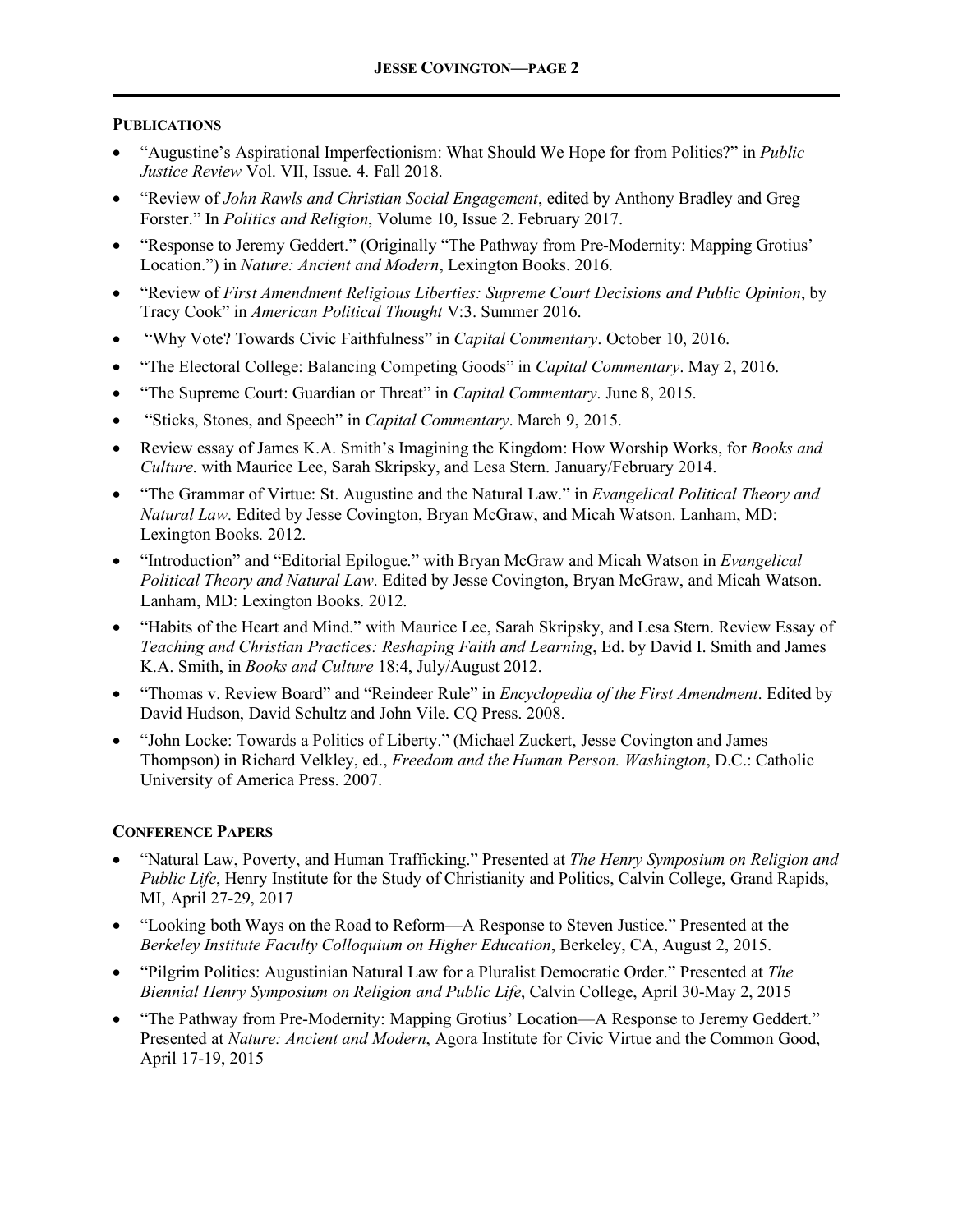## PUBLICATIONS

- "Augustine's Aspirational Imperfectionism: What Should We Hope for from Politics?" in *Public Justice Review* Vol. VII, Issue. 4. Fall 2018.
- "Review of *John Rawls and Christian Social Engagement*, edited by Anthony Bradley and Greg Forster." In *Politics and Religion*, Volume 10, Issue 2. February 2017.
- "Response to Jeremy Geddert." (Originally "The Pathway from Pre-Modernity: Mapping Grotius' Location.") in *Nature: Ancient and Modern*, Lexington Books. 2016.
- "Review of *First Amendment Religious Liberties: Supreme Court Decisions and Public Opinion*, by Tracy Cook" in *American Political Thought* V:3. Summer 2016.
- "Why Vote? Towards Civic Faithfulness" in *Capital Commentary*. October 10, 2016.
- "The Electoral College: Balancing Competing Goods" in *Capital Commentary*. May 2, 2016.
- "The Supreme Court: Guardian or Threat" in *Capital Commentary*. June 8, 2015.
- "Sticks, Stones, and Speech" in *Capital Commentary*. March 9, 2015.
- Review essay of James K.A. Smith's Imagining the Kingdom: How Worship Works, for *Books and Culture*. with Maurice Lee, Sarah Skripsky, and Lesa Stern. January/February 2014.
- "The Grammar of Virtue: St. Augustine and the Natural Law." in *Evangelical Political Theory and Natural Law*. Edited by Jesse Covington, Bryan McGraw, and Micah Watson. Lanham, MD: Lexington Books. 2012.
- "Introduction" and "Editorial Epilogue." with Bryan McGraw and Micah Watson in *Evangelical Political Theory and Natural Law*. Edited by Jesse Covington, Bryan McGraw, and Micah Watson. Lanham, MD: Lexington Books. 2012.
- "Habits of the Heart and Mind." with Maurice Lee, Sarah Skripsky, and Lesa Stern. Review Essay of *Teaching and Christian Practices: Reshaping Faith and Learning*, Ed. by David I. Smith and James K.A. Smith, in *Books and Culture* 18:4, July/August 2012.
- "Thomas v. Review Board" and "Reindeer Rule" in *Encyclopedia of the First Amendment*. Edited by David Hudson, David Schultz and John Vile. CQ Press. 2008.
- "John Locke: Towards a Politics of Liberty." (Michael Zuckert, Jesse Covington and James Thompson) in Richard Velkley, ed., *Freedom and the Human Person. Washington*, D.C.: Catholic University of America Press. 2007.

## CONFERENCE PAPERS

- "Natural Law, Poverty, and Human Trafficking." Presented at *The Henry Symposium on Religion and Public Life*, Henry Institute for the Study of Christianity and Politics, Calvin College, Grand Rapids, MI, April 27-29, 2017
- "Looking both Ways on the Road to Reform—A Response to Steven Justice." Presented at the *Berkeley Institute Faculty Colloquium on Higher Education*, Berkeley, CA, August 2, 2015.
- "Pilgrim Politics: Augustinian Natural Law for a Pluralist Democratic Order." Presented at *The Biennial Henry Symposium on Religion and Public Life*, Calvin College, April 30-May 2, 2015
- "The Pathway from Pre-Modernity: Mapping Grotius' Location—A Response to Jeremy Geddert." Presented at *Nature: Ancient and Modern*, Agora Institute for Civic Virtue and the Common Good, April 17-19, 2015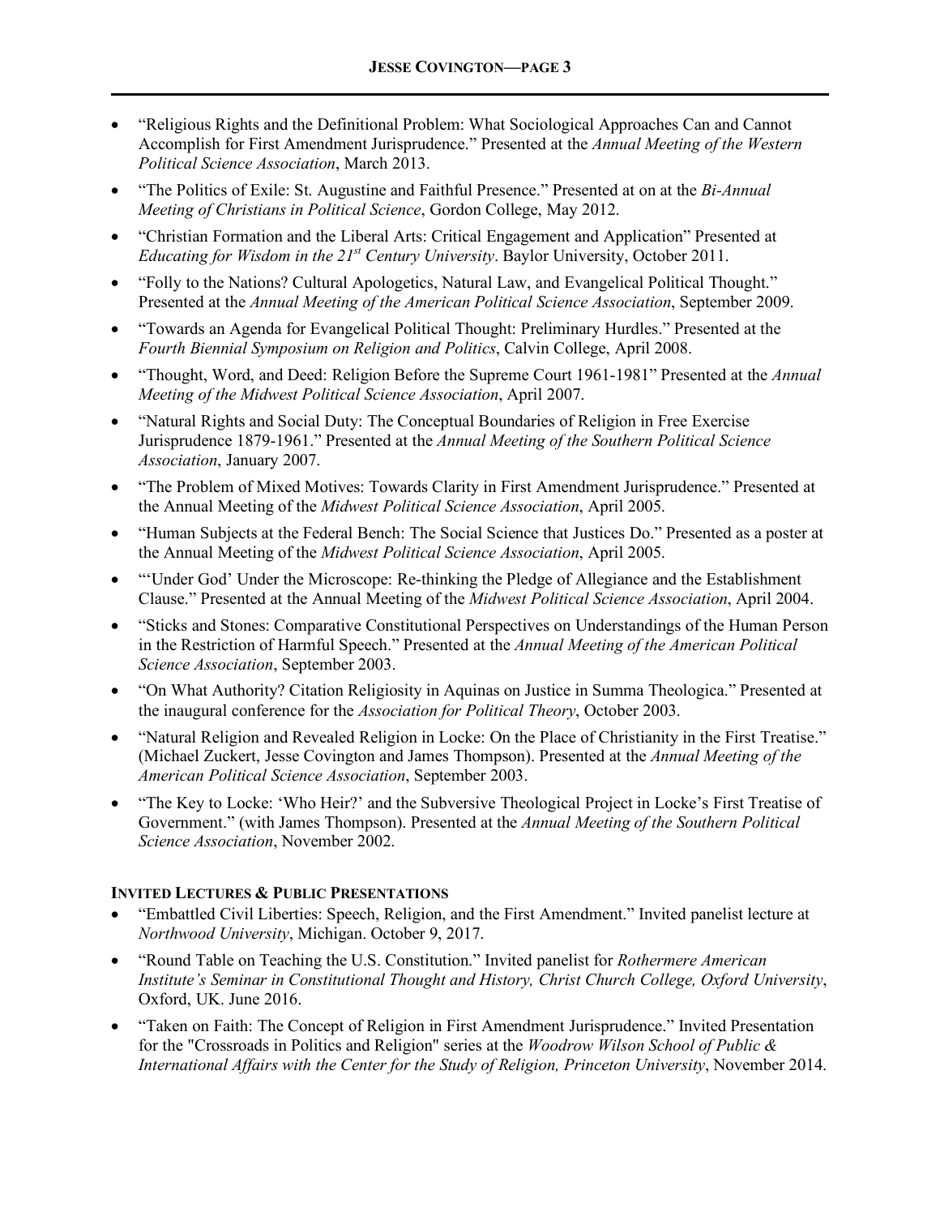- "Religious Rights and the Definitional Problem: What Sociological Approaches Can and Cannot Accomplish for First Amendment Jurisprudence." Presented at the *Annual Meeting of the Western Political Science Association*, March 2013.
- "The Politics of Exile: St. Augustine and Faithful Presence." Presented at on at the *Bi-Annual Meeting of Christians in Political Science*, Gordon College, May 2012.
- "Christian Formation and the Liberal Arts: Critical Engagement and Application" Presented at *Educating for Wisdom in the 21st Century University*. Baylor University, October 2011.
- "Folly to the Nations? Cultural Apologetics, Natural Law, and Evangelical Political Thought." Presented at the *Annual Meeting of the American Political Science Association*, September 2009.
- "Towards an Agenda for Evangelical Political Thought: Preliminary Hurdles." Presented at the *Fourth Biennial Symposium on Religion and Politics*, Calvin College, April 2008.
- "Thought, Word, and Deed: Religion Before the Supreme Court 1961-1981" Presented at the *Annual Meeting of the Midwest Political Science Association*, April 2007.
- "Natural Rights and Social Duty: The Conceptual Boundaries of Religion in Free Exercise Jurisprudence 1879-1961." Presented at the *Annual Meeting of the Southern Political Science Association*, January 2007.
- "The Problem of Mixed Motives: Towards Clarity in First Amendment Jurisprudence." Presented at the Annual Meeting of the *Midwest Political Science Association*, April 2005.
- "Human Subjects at the Federal Bench: The Social Science that Justices Do." Presented as a poster at the Annual Meeting of the *Midwest Political Science Association*, April 2005.
- "'Under God' Under the Microscope: Re-thinking the Pledge of Allegiance and the Establishment Clause." Presented at the Annual Meeting of the *Midwest Political Science Association*, April 2004.
- "Sticks and Stones: Comparative Constitutional Perspectives on Understandings of the Human Person in the Restriction of Harmful Speech." Presented at the *Annual Meeting of the American Political Science Association*, September 2003.
- "On What Authority? Citation Religiosity in Aquinas on Justice in Summa Theologica." Presented at the inaugural conference for the *Association for Political Theory*, October 2003.
- "Natural Religion and Revealed Religion in Locke: On the Place of Christianity in the First Treatise." (Michael Zuckert, Jesse Covington and James Thompson). Presented at the *Annual Meeting of the American Political Science Association*, September 2003.
- "The Key to Locke: 'Who Heir?' and the Subversive Theological Project in Locke's First Treatise of Government." (with James Thompson). Presented at the *Annual Meeting of the Southern Political Science Association*, November 2002.

**INVITED LECTURES & PUBLIC PRESENTATIONS**

- "Embattled Civil Liberties: Speech, Religion, and the First Amendment." Invited panelist lecture at *Northwood University*, Michigan. October 9, 2017.
- "Round Table on Teaching the U.S. Constitution." Invited panelist for *Rothermere American Institute's Seminar in Constitutional Thought and History, Christ Church College, Oxford University*, Oxford, UK. June 2016.
- "Taken on Faith: The Concept of Religion in First Amendment Jurisprudence." Invited Presentation for the "Crossroads in Politics and Religion" series at the *Woodrow Wilson School of Public & International Affairs with the Center for the Study of Religion, Princeton University*, November 2014.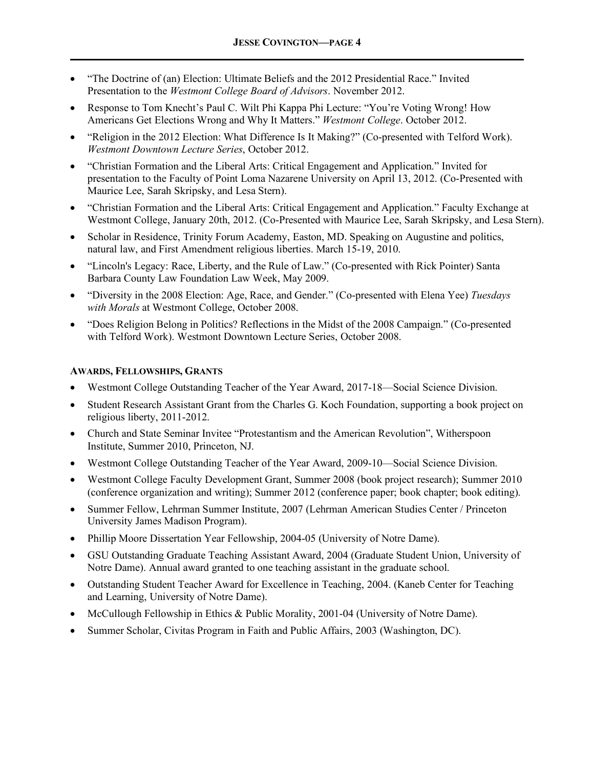- "The Doctrine of (an) Election: Ultimate Beliefs and the 2012 Presidential Race." Invited Presentation to the *Westmont College Board of Advisors*. November 2012.
- Response to Tom Knecht's Paul C. Wilt Phi Kappa Phi Lecture: "You're Voting Wrong! How Americans Get Elections Wrong and Why It Matters." *Westmont College*. October 2012.
- "Religion in the 2012 Election: What Difference Is It Making?" (Co-presented with Telford Work). *Westmont Downtown Lecture Series*, October 2012.
- "Christian Formation and the Liberal Arts: Critical Engagement and Application." Invited for presentation to the Faculty of Point Loma Nazarene University on April 13, 2012. (Co-Presented with Maurice Lee, Sarah Skripsky, and Lesa Stern).
- "Christian Formation and the Liberal Arts: Critical Engagement and Application." Faculty Exchange at Westmont College, January 20th, 2012. (Co-Presented with Maurice Lee, Sarah Skripsky, and Lesa Stern).
- Scholar in Residence, Trinity Forum Academy, Easton, MD. Speaking on Augustine and politics, natural law, and First Amendment religious liberties. March 15-19, 2010.
- "Lincoln's Legacy: Race, Liberty, and the Rule of Law." (Co-presented with Rick Pointer) Santa Barbara County Law Foundation Law Week, May 2009.
- "Diversity in the 2008 Election: Age, Race, and Gender." (Co-presented with Elena Yee) *Tuesdays with Morals* at Westmont College, October 2008.
- "Does Religion Belong in Politics? Reflections in the Midst of the 2008 Campaign." (Co-presented with Telford Work). Westmont Downtown Lecture Series, October 2008.

**AWARDS, FELLOWSHIPS, GRANTS**

- Westmont College Outstanding Teacher of the Year Award, 2017-18—Social Science Division.
- Student Research Assistant Grant from the Charles G. Koch Foundation, supporting a book project on religious liberty, 2011-2012.
- Church and State Seminar Invitee "Protestantism and the American Revolution", Witherspoon Institute, Summer 2010, Princeton, NJ.
- Westmont College Outstanding Teacher of the Year Award, 2009-10—Social Science Division.
- Westmont College Faculty Development Grant, Summer 2008 (book project research); Summer 2010 (conference organization and writing); Summer 2012 (conference paper; book chapter; book editing).
- Summer Fellow, Lehrman Summer Institute, 2007 (Lehrman American Studies Center / Princeton University James Madison Program).
- Phillip Moore Dissertation Year Fellowship, 2004-05 (University of Notre Dame).
- GSU Outstanding Graduate Teaching Assistant Award, 2004 (Graduate Student Union, University of Notre Dame). Annual award granted to one teaching assistant in the graduate school.
- Outstanding Student Teacher Award for Excellence in Teaching, 2004. (Kaneb Center for Teaching and Learning, University of Notre Dame).
- McCullough Fellowship in Ethics & Public Morality, 2001-04 (University of Notre Dame).
- Summer Scholar, Civitas Program in Faith and Public Affairs, 2003 (Washington, DC).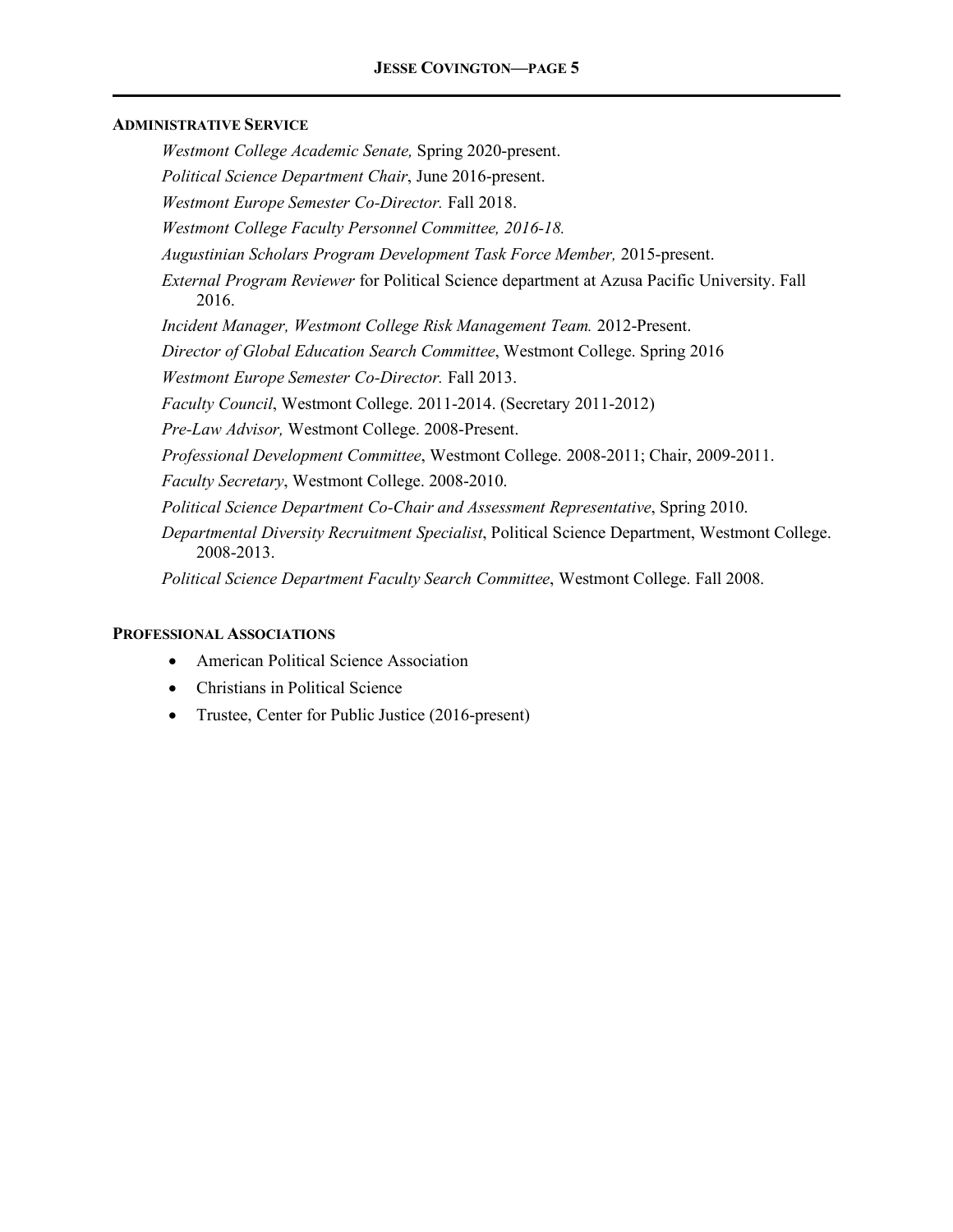## Administrative Service

*Westmont College Academic Senate,* Spring 2020-present.

*Political Science Department Chair*, June 2016-present.

*Westmont Europe Semester Co-Director.* Fall 2018.

*Westmont College Faculty Personnel Committee, 2016-18.*

*Augustinian Scholars Program Development Task Force Member,* 2015-present.

*External Program Reviewer* for Political Science department at Azusa Pacific University. Fall 2016.

*Incident Manager, Westmont College Risk Management Team.* 2012-Present.

*Director of Global Education Search Committee*, Westmont College. Spring 2016

*Westmont Europe Semester Co-Director.* Fall 2013.

*Faculty Council*, Westmont College. 2011-2014. (Secretary 2011-2012)

*Pre-Law Advisor,* Westmont College. 2008-Present.

*Professional Development Committee*, Westmont College. 2008-2011; Chair, 2009-2011.

*Faculty Secretary*, Westmont College. 2008-2010.

*Political Science Department Co-Chair and Assessment Representative*, Spring 2010.

*Departmental Diversity Recruitment Specialist*, Political Science Department, Westmont College. 2008-2013.

*Political Science Department Faculty Search Committee*, Westmont College. Fall 2008.

## Professional Associations

- American Political Science Association
- Christians in Political Science
- Trustee, Center for Public Justice (2016-present)